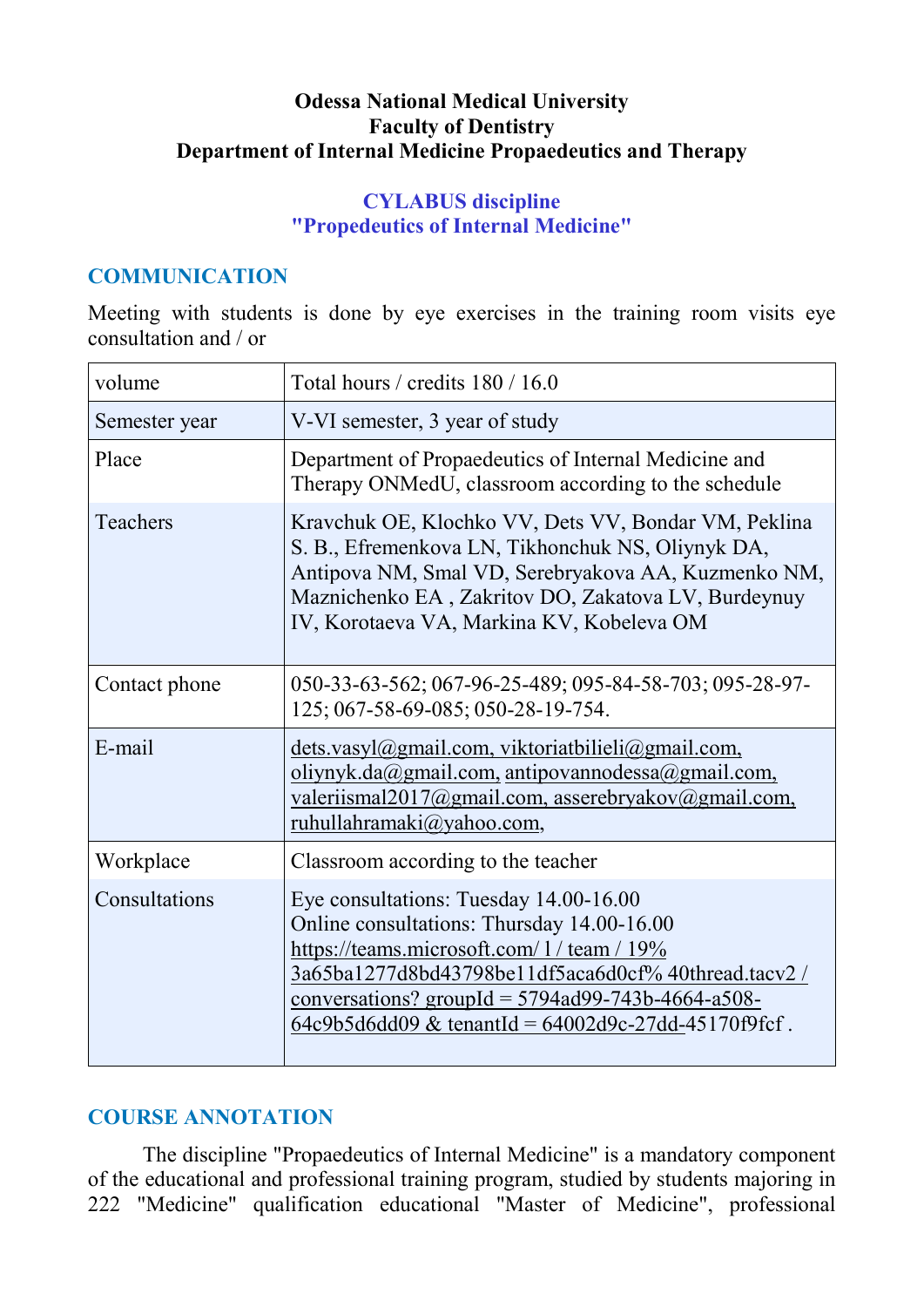**Odessa National Medical University**
**Faculty of Dentistry**
**Department of Internal Medicine Propaedeutics and Therapy**

# CYLABUS discipline "Propedeutics of Internal Medicine"

## COMMUNICATION

Meeting with students is done by eye exercises in the training room visits eye consultation and / or

| volume | Total hours / credits 180 / 16.0 |
|---|---|
| Semester year | V-VI semester, 3 year of study |
| Place | Department of Propaedeutics of Internal Medicine and Therapy ONMedU, classroom according to the schedule |
| Teachers | Kravchuk OE, Klochko VV, Dets VV, Bondar VM, Peklina S. B., Efremenkova LN, Tikhonchuk NS, Oliynyk DA, Antipova NM, Smal VD, Serebryakova AA, Kuzmenko NM, Maznichenko EA , Zakritov DO, Zakatova LV, Burdeynuy IV, Korotaeva VA, Markina KV, Kobeleva OM |
| Contact phone | 050-33-63-562; 067-96-25-489; 095-84-58-703; 095-28-97-125; 067-58-69-085; 050-28-19-754. |
| E-mail | dets.vasyl@gmail.com, viktoriatbilieli@gmail.com, oliynyk.da@gmail.com, antipovannodessa@gmail.com, valeriismal2017@gmail.com, asserebryakov@gmail.com, ruhullahramaki@yahoo.com, |
| Workplace | Classroom according to the teacher |
| Consultations | Eye consultations: Tuesday 14.00-16.00<br>Online consultations: Thursday 14.00-16.00<br>https://teams.microsoft.com/ l / team / 19% 3a65ba1277d8bd43798be11df5aca6d0cf% 40thread.tacv2 / conversations? groupId = 5794ad99-743b-4664-a508-64c9b5d6dd09 & tenantId = 64002d9c-27dd-45170f9fcf . |

## COURSE ANNOTATION

The discipline "Propaedeutics of Internal Medicine" is a mandatory component of the educational and professional training program, studied by students majoring in 222 "Medicine" qualification educational "Master of Medicine", professional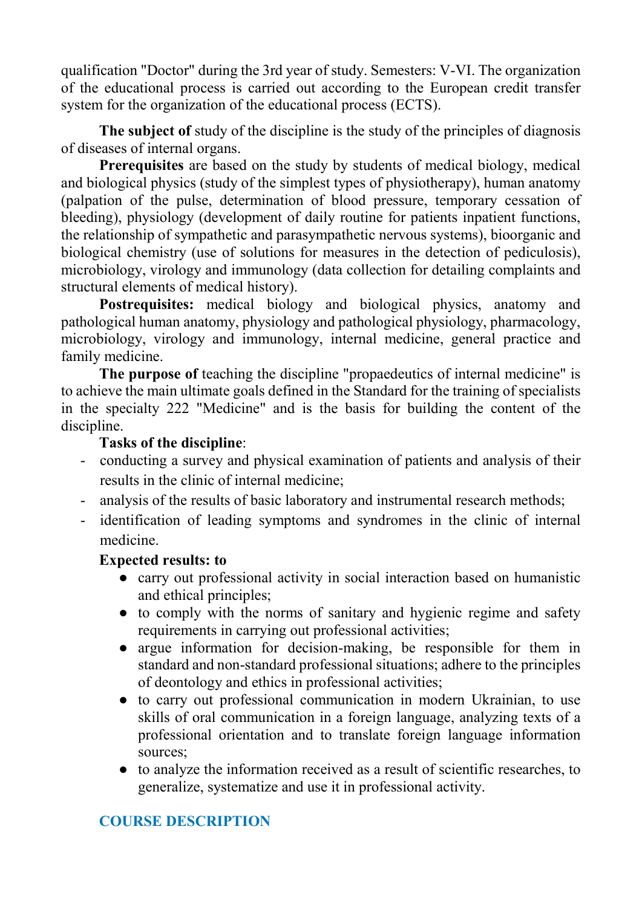qualification "Doctor" during the 3rd year of study. Semesters: V-VI. The organization of the educational process is carried out according to the European credit transfer system for the organization of the educational process (ECTS).

**The subject of** study of the discipline is the study of the principles of diagnosis of diseases of internal organs.

**Prerequisites** are based on the study by students of medical biology, medical and biological physics (study of the simplest types of physiotherapy), human anatomy (palpation of the pulse, determination of blood pressure, temporary cessation of bleeding), physiology (development of daily routine for patients inpatient functions, the relationship of sympathetic and parasympathetic nervous systems), bioorganic and biological chemistry (use of solutions for measures in the detection of pediculosis), microbiology, virology and immunology (data collection for detailing complaints and structural elements of medical history).

**Postrequisites:** medical biology and biological physics, anatomy and pathological human anatomy, physiology and pathological physiology, pharmacology, microbiology, virology and immunology, internal medicine, general practice and family medicine.

**The purpose of** teaching the discipline "propaedeutics of internal medicine" is to achieve the main ultimate goals defined in the Standard for the training of specialists in the specialty 222 "Medicine" and is the basis for building the content of the discipline.

**Tasks of the discipline**:

- conducting a survey and physical examination of patients and analysis of their results in the clinic of internal medicine;
- analysis of the results of basic laboratory and instrumental research methods;
- identification of leading symptoms and syndromes in the clinic of internal medicine.

**Expected results: to**

- carry out professional activity in social interaction based on humanistic and ethical principles;
- to comply with the norms of sanitary and hygienic regime and safety requirements in carrying out professional activities;
- argue information for decision-making, be responsible for them in standard and non-standard professional situations; adhere to the principles of deontology and ethics in professional activities;
- to carry out professional communication in modern Ukrainian, to use skills of oral communication in a foreign language, analyzing texts of a professional orientation and to translate foreign language information sources;
- to analyze the information received as a result of scientific researches, to generalize, systematize and use it in professional activity.

## COURSE DESCRIPTION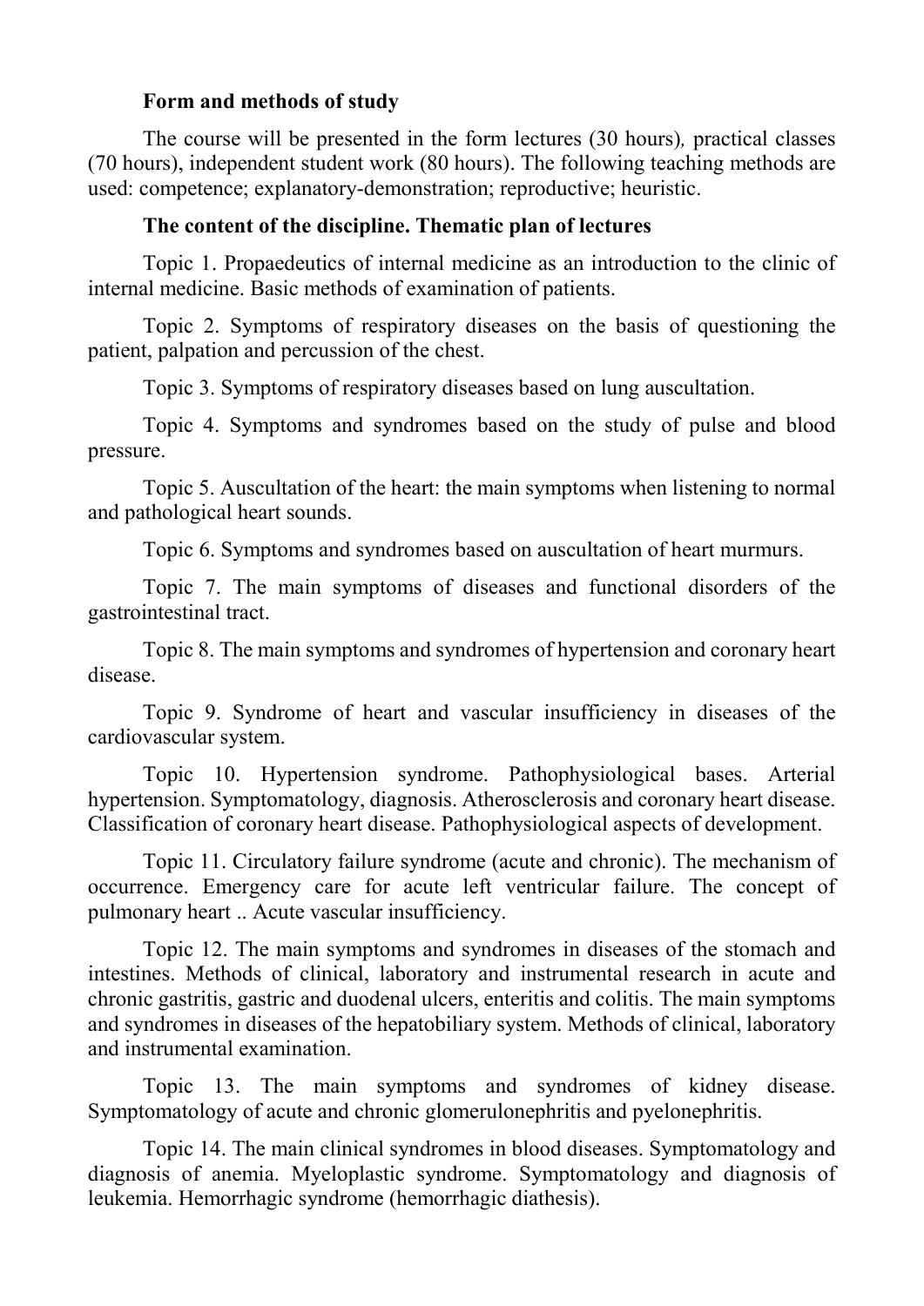### Form and methods of study

The course will be presented in the form lectures (30 hours), practical classes (70 hours), independent student work (80 hours). The following teaching methods are used: competence; explanatory-demonstration; reproductive; heuristic.

### The content of the discipline. Thematic plan of lectures

Topic 1. Propaedeutics of internal medicine as an introduction to the clinic of internal medicine. Basic methods of examination of patients.

Topic 2. Symptoms of respiratory diseases on the basis of questioning the patient, palpation and percussion of the chest.

Topic 3. Symptoms of respiratory diseases based on lung auscultation.

Topic 4. Symptoms and syndromes based on the study of pulse and blood pressure.

Topic 5. Auscultation of the heart: the main symptoms when listening to normal and pathological heart sounds.

Topic 6. Symptoms and syndromes based on auscultation of heart murmurs.

Topic 7. The main symptoms of diseases and functional disorders of the gastrointestinal tract.

Topic 8. The main symptoms and syndromes of hypertension and coronary heart disease.

Topic 9. Syndrome of heart and vascular insufficiency in diseases of the cardiovascular system.

Topic 10. Hypertension syndrome. Pathophysiological bases. Arterial hypertension. Symptomatology, diagnosis. Atherosclerosis and coronary heart disease. Classification of coronary heart disease. Pathophysiological aspects of development.

Topic 11. Circulatory failure syndrome (acute and chronic). The mechanism of occurrence. Emergency care for acute left ventricular failure. The concept of pulmonary heart .. Acute vascular insufficiency.

Topic 12. The main symptoms and syndromes in diseases of the stomach and intestines. Methods of clinical, laboratory and instrumental research in acute and chronic gastritis, gastric and duodenal ulcers, enteritis and colitis. The main symptoms and syndromes in diseases of the hepatobiliary system. Methods of clinical, laboratory and instrumental examination.

Topic 13. The main symptoms and syndromes of kidney disease. Symptomatology of acute and chronic glomerulonephritis and pyelonephritis.

Topic 14. The main clinical syndromes in blood diseases. Symptomatology and diagnosis of anemia. Myeloplastic syndrome. Symptomatology and diagnosis of leukemia. Hemorrhagic syndrome (hemorrhagic diathesis).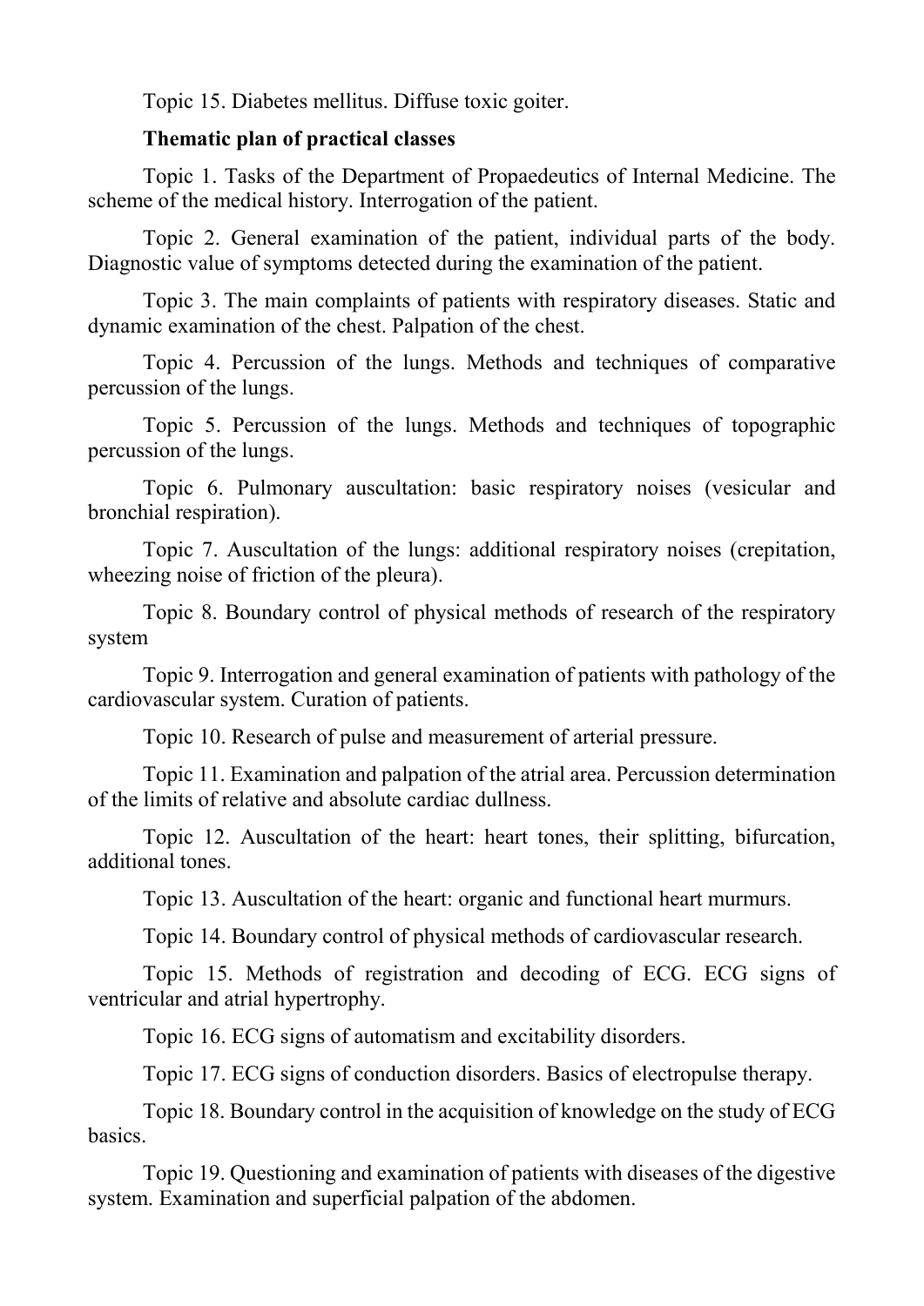Topic 15. Diabetes mellitus. Diffuse toxic goiter.

**Thematic plan of practical classes**

Topic 1. Tasks of the Department of Propaedeutics of Internal Medicine. The scheme of the medical history. Interrogation of the patient.

Topic 2. General examination of the patient, individual parts of the body. Diagnostic value of symptoms detected during the examination of the patient.

Topic 3. The main complaints of patients with respiratory diseases. Static and dynamic examination of the chest. Palpation of the chest.

Topic 4. Percussion of the lungs. Methods and techniques of comparative percussion of the lungs.

Topic 5. Percussion of the lungs. Methods and techniques of topographic percussion of the lungs.

Topic 6. Pulmonary auscultation: basic respiratory noises (vesicular and bronchial respiration).

Topic 7. Auscultation of the lungs: additional respiratory noises (crepitation, wheezing noise of friction of the pleura).

Topic 8. Boundary control of physical methods of research of the respiratory system

Topic 9. Interrogation and general examination of patients with pathology of the cardiovascular system. Curation of patients.

Topic 10. Research of pulse and measurement of arterial pressure.

Topic 11. Examination and palpation of the atrial area. Percussion determination of the limits of relative and absolute cardiac dullness.

Topic 12. Auscultation of the heart: heart tones, their splitting, bifurcation, additional tones.

Topic 13. Auscultation of the heart: organic and functional heart murmurs.

Topic 14. Boundary control of physical methods of cardiovascular research.

Topic 15. Methods of registration and decoding of ECG. ECG signs of ventricular and atrial hypertrophy.

Topic 16. ECG signs of automatism and excitability disorders.

Topic 17. ECG signs of conduction disorders. Basics of electropulse therapy.

Topic 18. Boundary control in the acquisition of knowledge on the study of ECG basics.

Topic 19. Questioning and examination of patients with diseases of the digestive system. Examination and superficial palpation of the abdomen.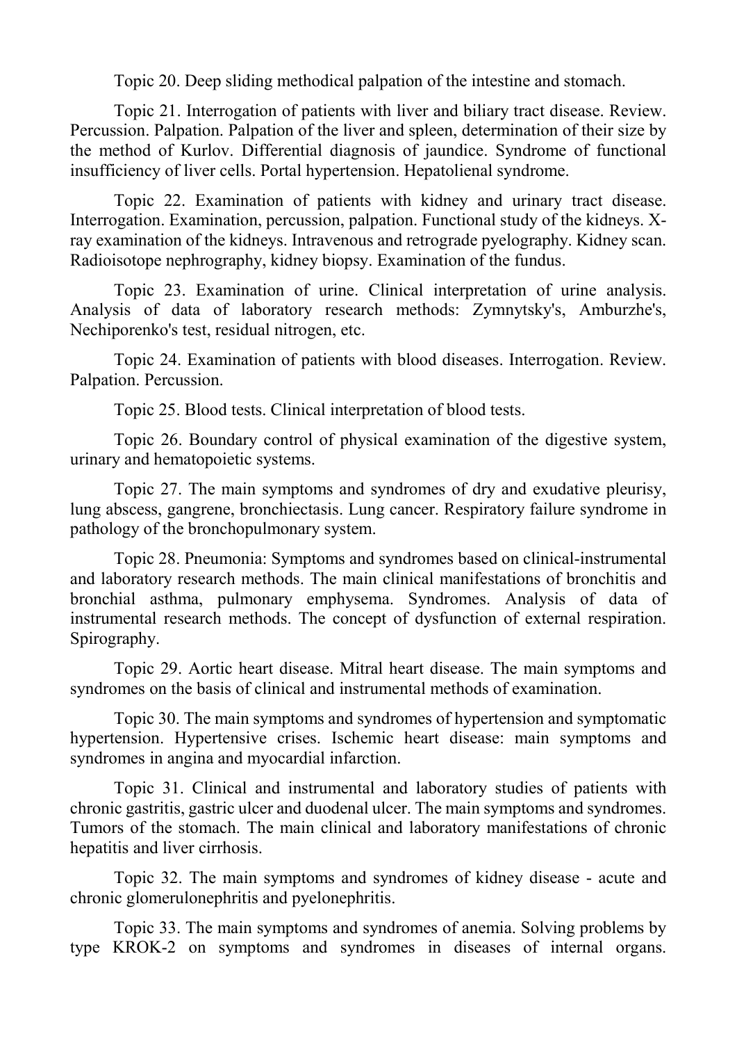Topic 20. Deep sliding methodical palpation of the intestine and stomach.

Topic 21. Interrogation of patients with liver and biliary tract disease. Review. Percussion. Palpation. Palpation of the liver and spleen, determination of their size by the method of Kurlov. Differential diagnosis of jaundice. Syndrome of functional insufficiency of liver cells. Portal hypertension. Hepatolienal syndrome.

Topic 22. Examination of patients with kidney and urinary tract disease. Interrogation. Examination, percussion, palpation. Functional study of the kidneys. X-ray examination of the kidneys. Intravenous and retrograde pyelography. Kidney scan. Radioisotope nephrography, kidney biopsy. Examination of the fundus.

Topic 23. Examination of urine. Clinical interpretation of urine analysis. Analysis of data of laboratory research methods: Zymnytsky's, Amburzhe's, Nechiporenko's test, residual nitrogen, etc.

Topic 24. Examination of patients with blood diseases. Interrogation. Review. Palpation. Percussion.

Topic 25. Blood tests. Clinical interpretation of blood tests.

Topic 26. Boundary control of physical examination of the digestive system, urinary and hematopoietic systems.

Topic 27. The main symptoms and syndromes of dry and exudative pleurisy, lung abscess, gangrene, bronchiectasis. Lung cancer. Respiratory failure syndrome in pathology of the bronchopulmonary system.

Topic 28. Pneumonia: Symptoms and syndromes based on clinical-instrumental and laboratory research methods. The main clinical manifestations of bronchitis and bronchial asthma, pulmonary emphysema. Syndromes. Analysis of data of instrumental research methods. The concept of dysfunction of external respiration. Spirography.

Topic 29. Aortic heart disease. Mitral heart disease. The main symptoms and syndromes on the basis of clinical and instrumental methods of examination.

Topic 30. The main symptoms and syndromes of hypertension and symptomatic hypertension. Hypertensive crises. Ischemic heart disease: main symptoms and syndromes in angina and myocardial infarction.

Topic 31. Clinical and instrumental and laboratory studies of patients with chronic gastritis, gastric ulcer and duodenal ulcer. The main symptoms and syndromes. Tumors of the stomach. The main clinical and laboratory manifestations of chronic hepatitis and liver cirrhosis.

Topic 32. The main symptoms and syndromes of kidney disease - acute and chronic glomerulonephritis and pyelonephritis.

Topic 33. The main symptoms and syndromes of anemia. Solving problems by type KROK-2 on symptoms and syndromes in diseases of internal organs.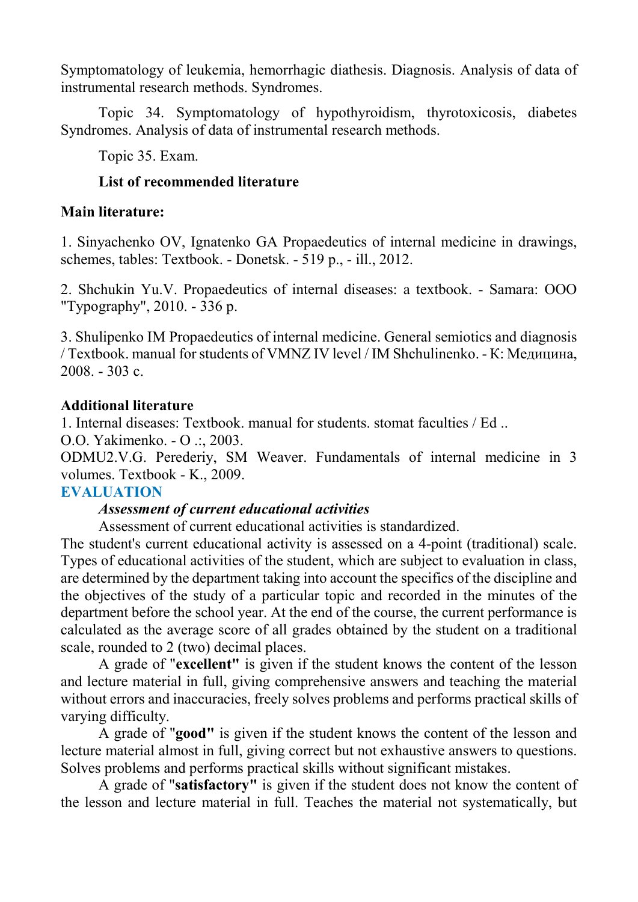Symptomatology of leukemia, hemorrhagic diathesis. Diagnosis. Analysis of data of instrumental research methods. Syndromes.

Topic 34. Symptomatology of hypothyroidism, thyrotoxicosis, diabetes Syndromes. Analysis of data of instrumental research methods.

Topic 35. Exam.

**List of recommended literature**

**Main literature:**

1. Sinyachenko OV, Ignatenko GA Propaedeutics of internal medicine in drawings, schemes, tables: Textbook. - Donetsk. - 519 p., - ill., 2012.

2. Shchukin Yu.V. Propaedeutics of internal diseases: a textbook. - Samara: OOO "Typography", 2010. - 336 p.

3. Shulipenko IM Propaedeutics of internal medicine. General semiotics and diagnosis / Textbook. manual for students of VMNZ IV level / IM Shchulinenko. - К: Медицина, 2008. - 303 с.

**Additional literature**

1. Internal diseases: Textbook. manual for students. stomat faculties / Ed ..
O.O. Yakimenko. - O .:, 2003.
ODMU2.V.G. Perederiy, SM Weaver. Fundamentals of internal medicine in 3 volumes. Textbook - K., 2009.

## EVALUATION

***Assessment of current educational activities***

Assessment of current educational activities is standardized.
The student's current educational activity is assessed on a 4-point (traditional) scale. Types of educational activities of the student, which are subject to evaluation in class, are determined by the department taking into account the specifics of the discipline and the objectives of the study of a particular topic and recorded in the minutes of the department before the school year. At the end of the course, the current performance is calculated as the average score of all grades obtained by the student on a traditional scale, rounded to 2 (two) decimal places.

A grade of "**excellent"** is given if the student knows the content of the lesson and lecture material in full, giving comprehensive answers and teaching the material without errors and inaccuracies, freely solves problems and performs practical skills of varying difficulty.

A grade of "**good"** is given if the student knows the content of the lesson and lecture material almost in full, giving correct but not exhaustive answers to questions. Solves problems and performs practical skills without significant mistakes.

A grade of "**satisfactory"** is given if the student does not know the content of the lesson and lecture material in full. Teaches the material not systematically, but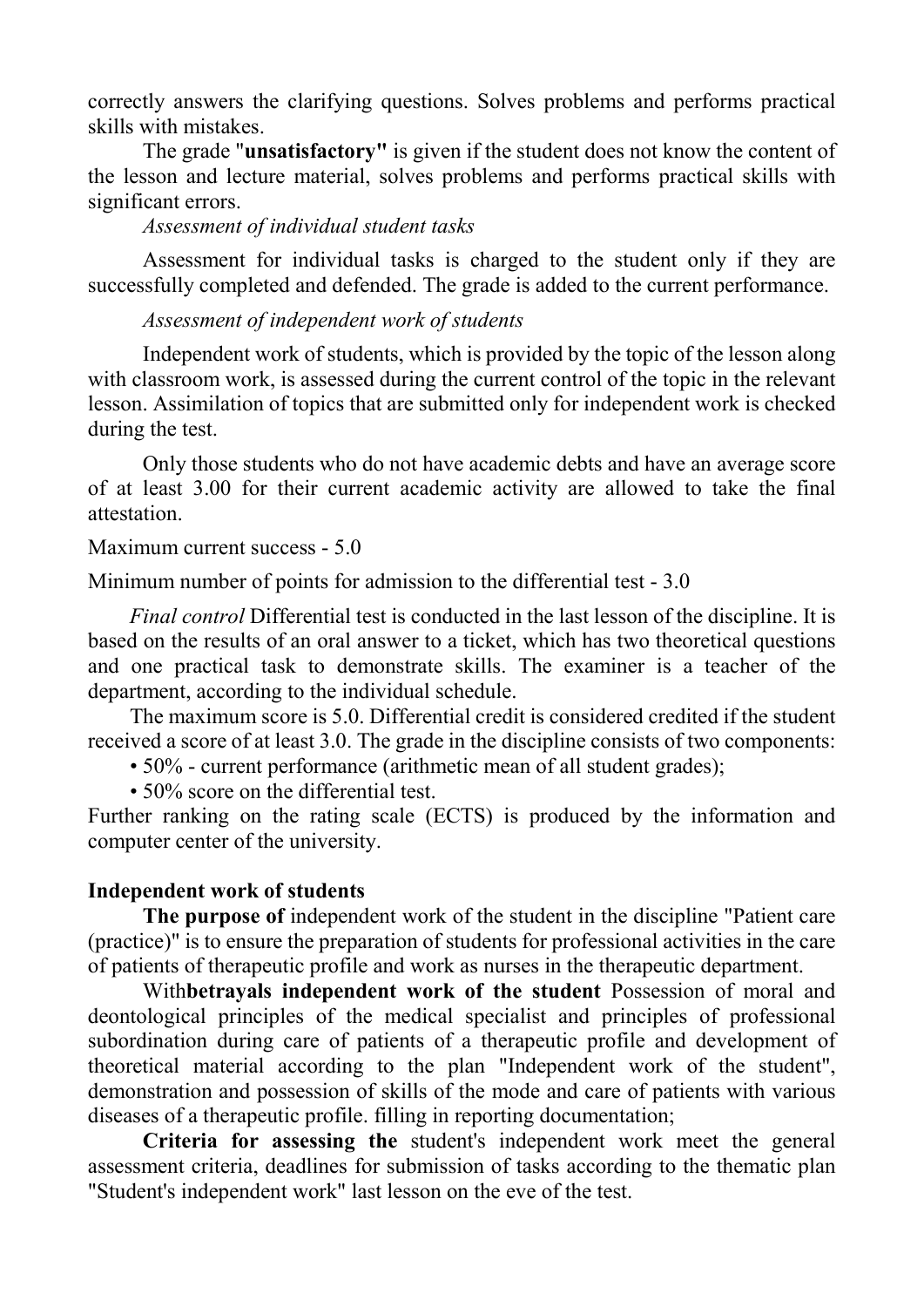correctly answers the clarifying questions. Solves problems and performs practical skills with mistakes.

The grade "**unsatisfactory"** is given if the student does not know the content of the lesson and lecture material, solves problems and performs practical skills with significant errors.

*Assessment of individual student tasks*

Assessment for individual tasks is charged to the student only if they are successfully completed and defended. The grade is added to the current performance.

*Assessment of independent work of students*

Independent work of students, which is provided by the topic of the lesson along with classroom work, is assessed during the current control of the topic in the relevant lesson. Assimilation of topics that are submitted only for independent work is checked during the test.

Only those students who do not have academic debts and have an average score of at least 3.00 for their current academic activity are allowed to take the final attestation.

Maximum current success - 5.0

Minimum number of points for admission to the differential test - 3.0

*Final control* Differential test is conducted in the last lesson of the discipline. It is based on the results of an oral answer to a ticket, which has two theoretical questions and one practical task to demonstrate skills. The examiner is a teacher of the department, according to the individual schedule.

The maximum score is 5.0. Differential credit is considered credited if the student received a score of at least 3.0. The grade in the discipline consists of two components:

- 50% - current performance (arithmetic mean of all student grades);
- 50% score on the differential test.

Further ranking on the rating scale (ECTS) is produced by the information and computer center of the university.

**Independent work of students**

**The purpose of** independent work of the student in the discipline "Patient care (practice)" is to ensure the preparation of students for professional activities in the care of patients of therapeutic profile and work as nurses in the therapeutic department.

With**betrayals independent work of the student** Possession of moral and deontological principles of the medical specialist and principles of professional subordination during care of patients of a therapeutic profile and development of theoretical material according to the plan "Independent work of the student", demonstration and possession of skills of the mode and care of patients with various diseases of a therapeutic profile. filling in reporting documentation;

**Criteria for assessing the** student's independent work meet the general assessment criteria, deadlines for submission of tasks according to the thematic plan "Student's independent work" last lesson on the eve of the test.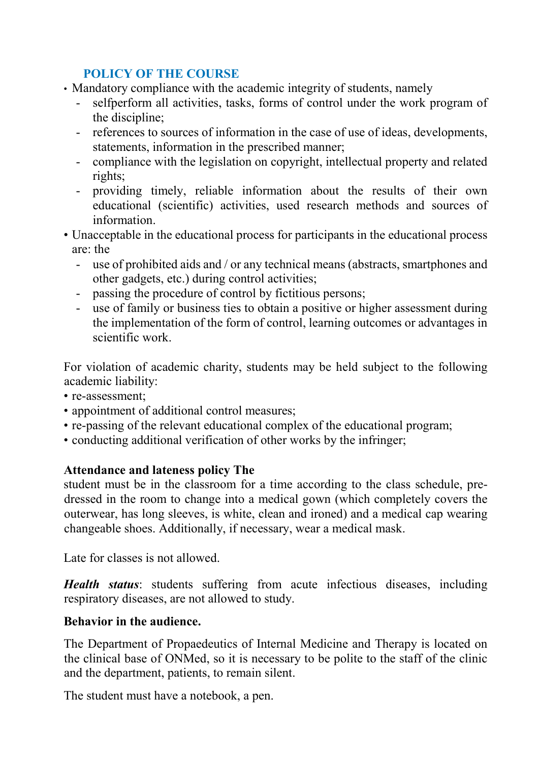## POLICY OF THE COURSE

- Mandatory compliance with the academic integrity of students, namely
  - selfperform all activities, tasks, forms of control under the work program of the discipline;
  - references to sources of information in the case of use of ideas, developments, statements, information in the prescribed manner;
  - compliance with the legislation on copyright, intellectual property and related rights;
  - providing timely, reliable information about the results of their own educational (scientific) activities, used research methods and sources of information.
- Unacceptable in the educational process for participants in the educational process are: the
  - use of prohibited aids and / or any technical means (abstracts, smartphones and other gadgets, etc.) during control activities;
  - passing the procedure of control by fictitious persons;
  - use of family or business ties to obtain a positive or higher assessment during the implementation of the form of control, learning outcomes or advantages in scientific work.

For violation of academic charity, students may be held subject to the following academic liability:

- re-assessment;
- appointment of additional control measures;
- re-passing of the relevant educational complex of the educational program;
- conducting additional verification of other works by the infringer;

**Attendance and lateness policy The**
student must be in the classroom for a time according to the class schedule, pre-dressed in the room to change into a medical gown (which completely covers the outerwear, has long sleeves, is white, clean and ironed) and a medical cap wearing changeable shoes. Additionally, if necessary, wear a medical mask.

Late for classes is not allowed.

***Health status***: students suffering from acute infectious diseases, including respiratory diseases, are not allowed to study.

**Behavior in the audience.**

The Department of Propaedeutics of Internal Medicine and Therapy is located on the clinical base of ONMed, so it is necessary to be polite to the staff of the clinic and the department, patients, to remain silent.

The student must have a notebook, a pen.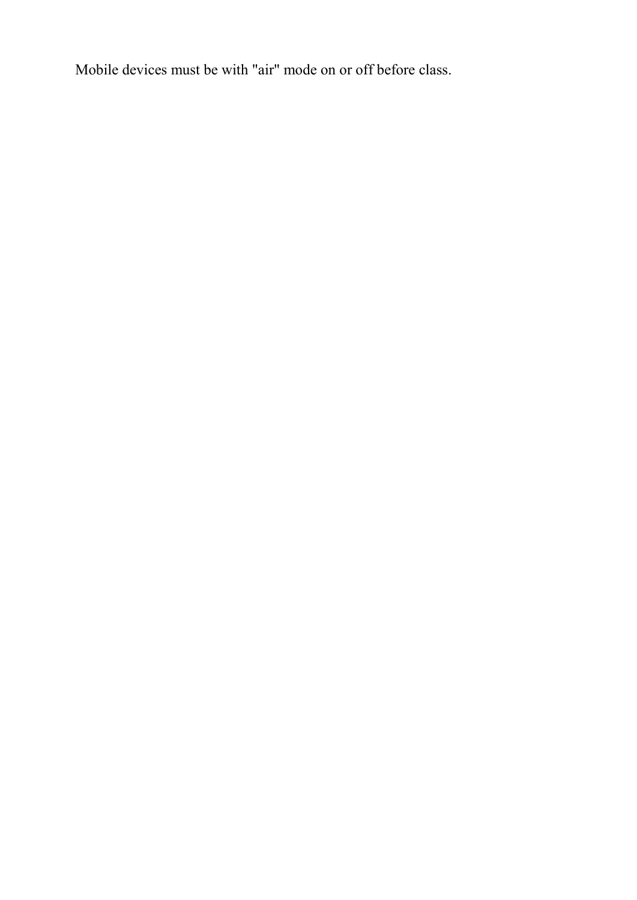Mobile devices must be with "air" mode on or off before class.